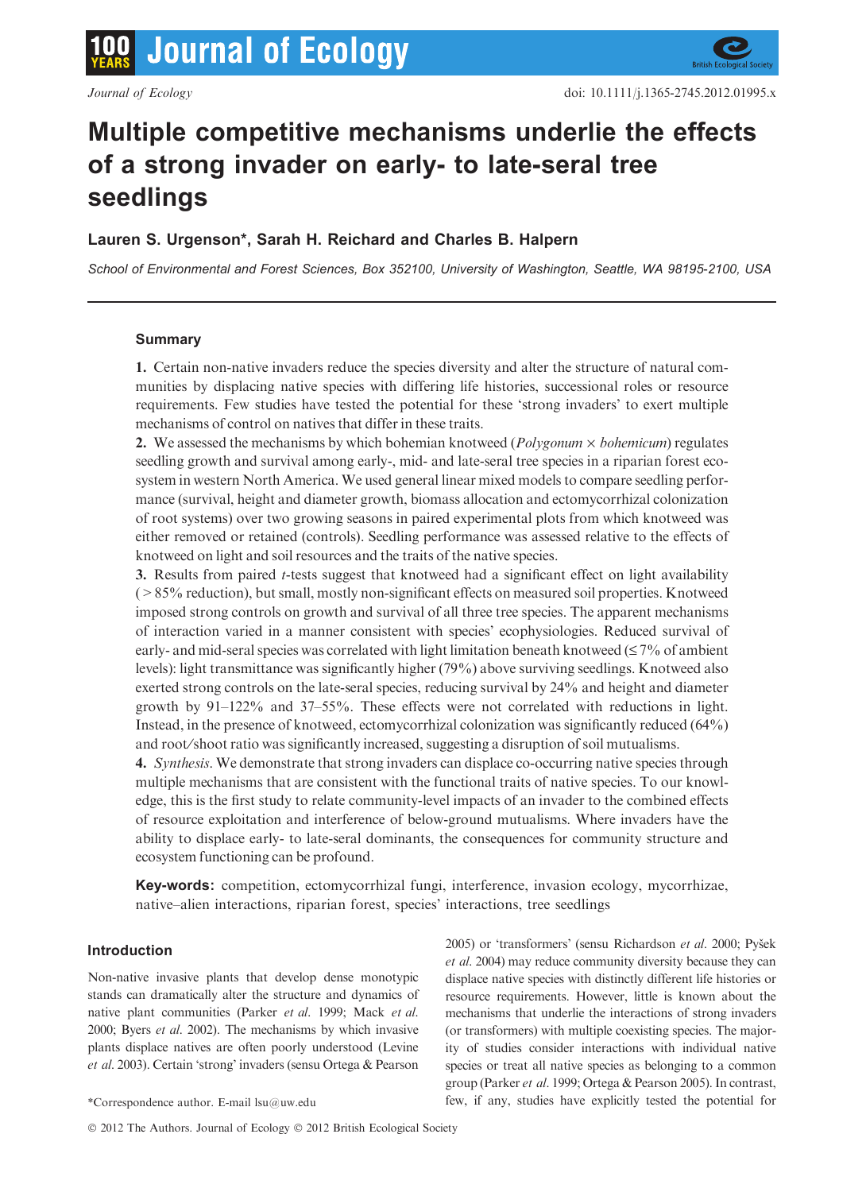# Multiple competitive mechanisms underlie the effects of a strong invader on early- to late-seral tree seedlings

**Lauren S. Urgenson\*, Sarah H. Reichard and Charles B. Halpern**

*School of Environmental and Forest Sciences, Box 352100, University of Washington, Seattle, WA 98195-2100, USA*

## Summary

**1.** Certain non-native invaders reduce the species diversity and alter the structure of natural communities by displacing native species with differing life histories, successional roles or resource requirements. Few studies have tested the potential for these 'strong invaders' to exert multiple mechanisms of control on natives that differ in these traits.

**2.** We assessed the mechanisms by which bohemian knotweed (*Polygonum* × *bohemicum*) regulates seedling growth and survival among early-, mid- and late-seral tree species in a riparian forest ecosystem in western North America. We used general linear mixed models to compare seedling performance (survival, height and diameter growth, biomass allocation and ectomycorrhizal colonization of root systems) over two growing seasons in paired experimental plots from which knotweed was either removed or retained (controls). Seedling performance was assessed relative to the effects of knotweed on light and soil resources and the traits of the native species.

**3.** Results from paired *t*-tests suggest that knotweed had a significant effect on light availability (> 85% reduction), but small, mostly non-significant effects on measured soil properties. Knotweed imposed strong controls on growth and survival of all three tree species. The apparent mechanisms of interaction varied in a manner consistent with species' ecophysiologies. Reduced survival of early- and mid-seral species was correlated with light limitation beneath knotweed (≤ 7% of ambient levels): light transmittance was significantly higher (79%) above surviving seedlings. Knotweed also exerted strong controls on the late-seral species, reducing survival by 24% and height and diameter growth by 91–122% and 37–55%. These effects were not correlated with reductions in light. Instead, in the presence of knotweed, ectomycorrhizal colonization was significantly reduced (64%) and root/shoot ratio was significantly increased, suggesting a disruption of soil mutualisms.

**4.** *Synthesis*. We demonstrate that strong invaders can displace co-occurring native species through multiple mechanisms that are consistent with the functional traits of native species. To our knowledge, this is the first study to relate community-level impacts of an invader to the combined effects of resource exploitation and interference of below-ground mutualisms. Where invaders have the ability to displace early- to late-seral dominants, the consequences for community structure and ecosystem functioning can be profound.

**Key-words:** competition, ectomycorrhizal fungi, interference, invasion ecology, mycorrhizae, native–alien interactions, riparian forest, species' interactions, tree seedlings

## Introduction

Non-native invasive plants that develop dense monotypic stands can dramatically alter the structure and dynamics of native plant communities (Parker *et al.* 1999; Mack *et al.* 2000; Byers *et al.* 2002). The mechanisms by which invasive plants displace natives are often poorly understood (Levine *et al.* 2003). Certain 'strong' invaders (sensu Ortega & Pearson 2005) or 'transformers' (sensu Richardson *et al.* 2000; Pyšek *et al.* 2004) may reduce community diversity because they can displace native species with distinctly different life histories or resource requirements. However, little is known about the mechanisms that underlie the interactions of strong invaders (or transformers) with multiple coexisting species. The majority of studies consider interactions with individual native species or treat all native species as belonging to a common group (Parker *et al.* 1999; Ortega & Pearson 2005). In contrast, few, if any, studies have explicitly tested the potential for

\*Correspondence author. E-mail lsu@uw.edu

© 2012 The Authors. Journal of Ecology © 2012 British Ecological Society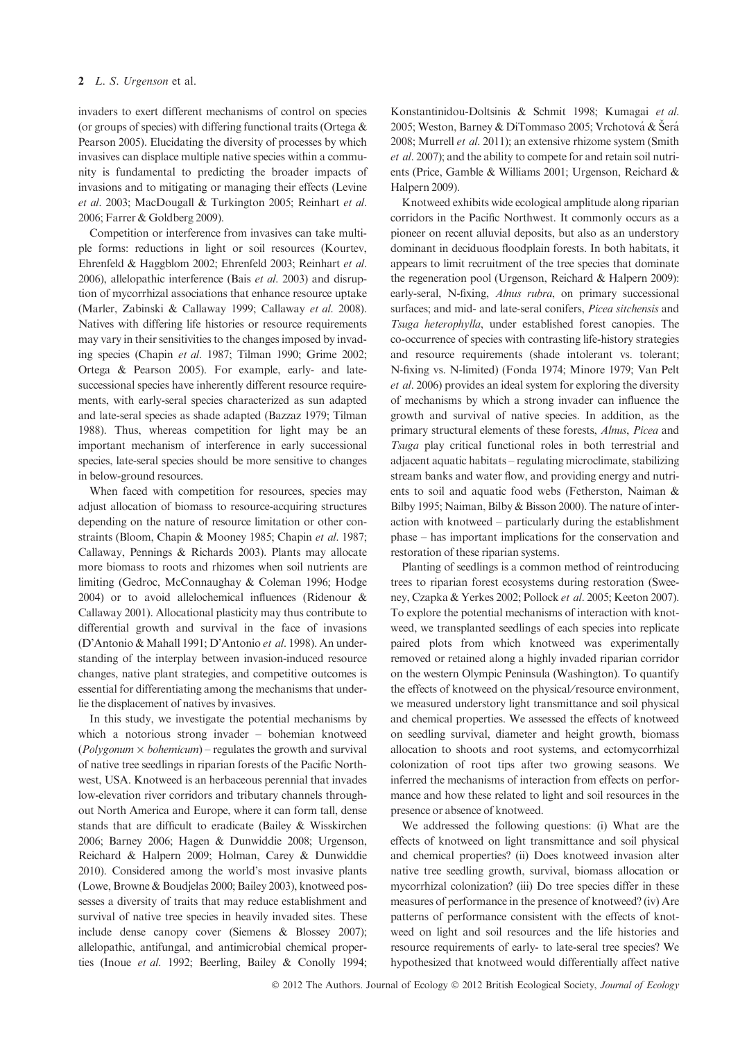invaders to exert different mechanisms of control on species (or groups of species) with differing functional traits (Ortega & Pearson 2005). Elucidating the diversity of processes by which invasives can displace multiple native species within a community is fundamental to predicting the broader impacts of invasions and to mitigating or managing their effects (Levine *et al.* 2003; MacDougall & Turkington 2005; Reinhart *et al.* 2006; Farrer & Goldberg 2009).

Competition or interference from invasives can take multiple forms: reductions in light or soil resources (Kourtev, Ehrenfeld & Haggblom 2002; Ehrenfeld 2003; Reinhart *et al.* 2006), allelopathic interference (Bais *et al.* 2003) and disruption of mycorrhizal associations that enhance resource uptake (Marler, Zabinski & Callaway 1999; Callaway *et al.* 2008). Natives with differing life histories or resource requirements may vary in their sensitivities to the changes imposed by invading species (Chapin *et al.* 1987; Tilman 1990; Grime 2002; Ortega & Pearson 2005). For example, early- and late-successional species have inherently different resource requirements, with early-seral species characterized as sun adapted and late-seral species as shade adapted (Bazzaz 1979; Tilman 1988). Thus, whereas competition for light may be an important mechanism of interference in early successional species, late-seral species should be more sensitive to changes in below-ground resources.

When faced with competition for resources, species may adjust allocation of biomass to resource-acquiring structures depending on the nature of resource limitation or other constraints (Bloom, Chapin & Mooney 1985; Chapin *et al.* 1987; Callaway, Pennings & Richards 2003). Plants may allocate more biomass to roots and rhizomes when soil nutrients are limiting (Gedroc, McConnaughay & Coleman 1996; Hodge 2004) or to avoid allelochemical influences (Ridenour & Callaway 2001). Allocational plasticity may thus contribute to differential growth and survival in the face of invasions (D'Antonio & Mahall 1991; D'Antonio *et al.* 1998). An understanding of the interplay between invasion-induced resource changes, native plant strategies, and competitive outcomes is essential for differentiating among the mechanisms that underlie the displacement of natives by invasives.

In this study, we investigate the potential mechanisms by which a notorious strong invader – bohemian knotweed (*Polygonum* × *bohemicum*) – regulates the growth and survival of native tree seedlings in riparian forests of the Pacific Northwest, USA. Knotweed is an herbaceous perennial that invades low-elevation river corridors and tributary channels throughout North America and Europe, where it can form tall, dense stands that are difficult to eradicate (Bailey & Wisskirchen 2006; Barney 2006; Hagen & Dunwiddie 2008; Urgenson, Reichard & Halpern 2009; Holman, Carey & Dunwiddie 2010). Considered among the world's most invasive plants (Lowe, Browne & Boudjelas 2000; Bailey 2003), knotweed possesses a diversity of traits that may reduce establishment and survival of native tree species in heavily invaded sites. These include dense canopy cover (Siemens & Blossey 2007); allelopathic, antifungal, and antimicrobial chemical properties (Inoue *et al.* 1992; Beerling, Bailey & Conolly 1994; Konstantinidou-Doltsinis & Schmit 1998; Kumagai *et al.* 2005; Weston, Barney & DiTommaso 2005; Vrchotová & Šerá 2008; Murrell *et al.* 2011); an extensive rhizome system (Smith *et al.* 2007); and the ability to compete for and retain soil nutrients (Price, Gamble & Williams 2001; Urgenson, Reichard & Halpern 2009).

Knotweed exhibits wide ecological amplitude along riparian corridors in the Pacific Northwest. It commonly occurs as a pioneer on recent alluvial deposits, but also as an understory dominant in deciduous floodplain forests. In both habitats, it appears to limit recruitment of the tree species that dominate the regeneration pool (Urgenson, Reichard & Halpern 2009): early-seral, N-fixing, *Alnus rubra*, on primary successional surfaces; and mid- and late-seral conifers, *Picea sitchensis* and *Tsuga heterophylla*, under established forest canopies. The co-occurrence of species with contrasting life-history strategies and resource requirements (shade intolerant vs. tolerant; N-fixing vs. N-limited) (Fonda 1974; Minore 1979; Van Pelt *et al.* 2006) provides an ideal system for exploring the diversity of mechanisms by which a strong invader can influence the growth and survival of native species. In addition, as the primary structural elements of these forests, *Alnus*, *Picea* and *Tsuga* play critical functional roles in both terrestrial and adjacent aquatic habitats – regulating microclimate, stabilizing stream banks and water flow, and providing energy and nutrients to soil and aquatic food webs (Fetherston, Naiman & Bilby 1995; Naiman, Bilby & Bisson 2000). The nature of interaction with knotweed – particularly during the establishment phase – has important implications for the conservation and restoration of these riparian systems.

Planting of seedlings is a common method of reintroducing trees to riparian forest ecosystems during restoration (Sweeney, Czapka & Yerkes 2002; Pollock *et al.* 2005; Keeton 2007). To explore the potential mechanisms of interaction with knotweed, we transplanted seedlings of each species into replicate paired plots from which knotweed was experimentally removed or retained along a highly invaded riparian corridor on the western Olympic Peninsula (Washington). To quantify the effects of knotweed on the physical/resource environment, we measured understory light transmittance and soil physical and chemical properties. We assessed the effects of knotweed on seedling survival, diameter and height growth, biomass allocation to shoots and root systems, and ectomycorrhizal colonization of root tips after two growing seasons. We inferred the mechanisms of interaction from effects on performance and how these related to light and soil resources in the presence or absence of knotweed.

We addressed the following questions: (i) What are the effects of knotweed on light transmittance and soil physical and chemical properties? (ii) Does knotweed invasion alter native tree seedling growth, survival, biomass allocation or mycorrhizal colonization? (iii) Do tree species differ in these measures of performance in the presence of knotweed? (iv) Are patterns of performance consistent with the effects of knotweed on light and soil resources and the life histories and resource requirements of early- to late-seral tree species? We hypothesized that knotweed would differentially affect native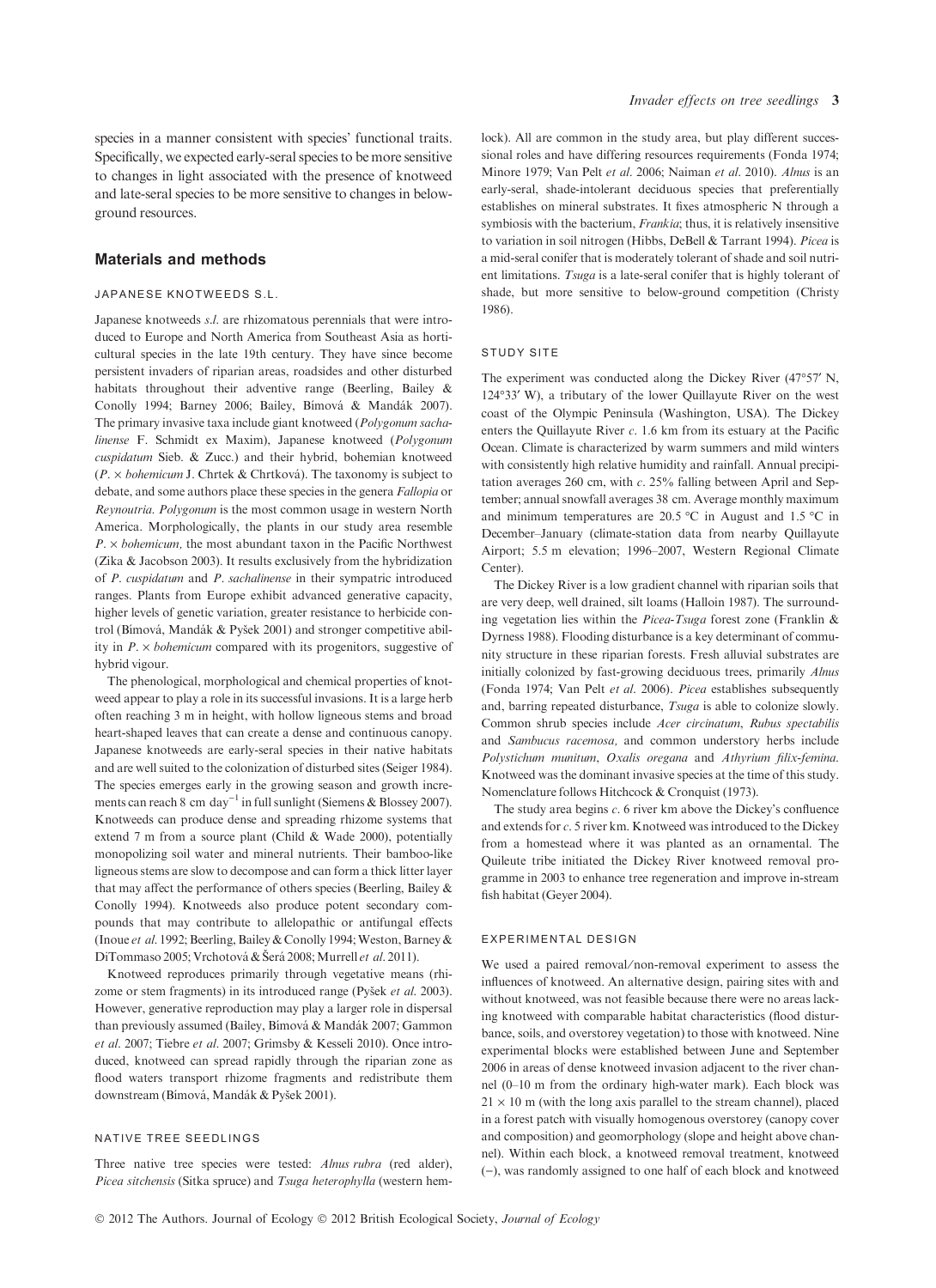species in a manner consistent with species' functional traits. Specifically, we expected early-seral species to be more sensitive to changes in light associated with the presence of knotweed and late-seral species to be more sensitive to changes in below-ground resources.

## Materials and methods

### JAPANESE KNOTWEEDS S.L.

Japanese knotweeds *s.l.* are rhizomatous perennials that were introduced to Europe and North America from Southeast Asia as horticultural species in the late 19th century. They have since become persistent invaders of riparian areas, roadsides and other disturbed habitats throughout their adventive range (Beerling, Bailey & Conolly 1994; Barney 2006; Bailey, Bímová & Mandák 2007). The primary invasive taxa include giant knotweed (*Polygonum sachalinense* F. Schmidt ex Maxim), Japanese knotweed (*Polygonum cuspidatum* Sieb. & Zucc.) and their hybrid, bohemian knotweed (*P.* × *bohemicum* J. Chrtek & Chrtková). The taxonomy is subject to debate, and some authors place these species in the genera *Fallopia* or *Reynoutria*. *Polygonum* is the most common usage in western North America. Morphologically, the plants in our study area resemble *P.* × *bohemicum*, the most abundant taxon in the Pacific Northwest (Zika & Jacobson 2003). It results exclusively from the hybridization of *P. cuspidatum* and *P. sachalinense* in their sympatric introduced ranges. Plants from Europe exhibit advanced generative capacity, higher levels of genetic variation, greater resistance to herbicide control (Bímová, Mandák & Pyšek 2001) and stronger competitive ability in *P.* × *bohemicum* compared with its progenitors, suggestive of hybrid vigour.

The phenological, morphological and chemical properties of knotweed appear to play a role in its successful invasions. It is a large herb often reaching 3 m in height, with hollow ligneous stems and broad heart-shaped leaves that can create a dense and continuous canopy. Japanese knotweeds are early-seral species in their native habitats and are well suited to the colonization of disturbed sites (Seiger 1984). The species emerges early in the growing season and growth increments can reach 8 cm day$^{-1}$ in full sunlight (Siemens & Blossey 2007). Knotweeds can produce dense and spreading rhizome systems that extend 7 m from a source plant (Child & Wade 2000), potentially monopolizing soil water and mineral nutrients. Their bamboo-like ligneous stems are slow to decompose and can form a thick litter layer that may affect the performance of others species (Beerling, Bailey & Conolly 1994). Knotweeds also produce potent secondary compounds that may contribute to allelopathic or antifungal effects (Inoue *et al.* 1992; Beerling, Bailey & Conolly 1994; Weston, Barney & DiTommaso 2005; Vrchotová & Šerá 2008; Murrell *et al.* 2011).

Knotweed reproduces primarily through vegetative means (rhizome or stem fragments) in its introduced range (Pyšek *et al.* 2003). However, generative reproduction may play a larger role in dispersal than previously assumed (Bailey, Bímová & Mandák 2007; Gammon *et al.* 2007; Tiebre *et al.* 2007; Grimsby & Kesseli 2010). Once introduced, knotweed can spread rapidly through the riparian zone as flood waters transport rhizome fragments and redistribute them downstream (Bímová, Mandák & Pyšek 2001).

### NATIVE TREE SEEDLINGS

Three native tree species were tested: *Alnus rubra* (red alder), *Picea sitchensis* (Sitka spruce) and *Tsuga heterophylla* (western hemlock). All are common in the study area, but play different successional roles and have differing resources requirements (Fonda 1974; Minore 1979; Van Pelt *et al.* 2006; Naiman *et al.* 2010). *Alnus* is an early-seral, shade-intolerant deciduous species that preferentially establishes on mineral substrates. It fixes atmospheric N through a symbiosis with the bacterium, *Frankia*; thus, it is relatively insensitive to variation in soil nitrogen (Hibbs, DeBell & Tarrant 1994). *Picea* is a mid-seral conifer that is moderately tolerant of shade and soil nutrient limitations. *Tsuga* is a late-seral conifer that is highly tolerant of shade, but more sensitive to below-ground competition (Christy 1986).

### STUDY SITE

The experiment was conducted along the Dickey River (47°57′ N, 124°33′ W), a tributary of the lower Quillayute River on the west coast of the Olympic Peninsula (Washington, USA). The Dickey enters the Quillayute River *c.* 1.6 km from its estuary at the Pacific Ocean. Climate is characterized by warm summers and mild winters with consistently high relative humidity and rainfall. Annual precipitation averages 260 cm, with *c.* 25% falling between April and September; annual snowfall averages 38 cm. Average monthly maximum and minimum temperatures are 20.5 °C in August and 1.5 °C in December–January (climate-station data from nearby Quillayute Airport; 5.5 m elevation; 1996–2007, Western Regional Climate Center).

The Dickey River is a low gradient channel with riparian soils that are very deep, well drained, silt loams (Halloin 1987). The surrounding vegetation lies within the *Picea-Tsuga* forest zone (Franklin & Dyrness 1988). Flooding disturbance is a key determinant of community structure in these riparian forests. Fresh alluvial substrates are initially colonized by fast-growing deciduous trees, primarily *Alnus* (Fonda 1974; Van Pelt *et al.* 2006). *Picea* establishes subsequently and, barring repeated disturbance, *Tsuga* is able to colonize slowly. Common shrub species include *Acer circinatum*, *Rubus spectabilis* and *Sambucus racemosa*, and common understory herbs include *Polystichum munitum*, *Oxalis oregana* and *Athyrium filix-femina*. Knotweed was the dominant invasive species at the time of this study. Nomenclature follows Hitchcock & Cronquist (1973).

The study area begins *c.* 6 river km above the Dickey's confluence and extends for *c.* 5 river km. Knotweed was introduced to the Dickey from a homestead where it was planted as an ornamental. The Quileute tribe initiated the Dickey River knotweed removal programme in 2003 to enhance tree regeneration and improve in-stream fish habitat (Geyer 2004).

### EXPERIMENTAL DESIGN

We used a paired removal/non-removal experiment to assess the influences of knotweed. An alternative design, pairing sites with and without knotweed, was not feasible because there were no areas lacking knotweed with comparable habitat characteristics (flood disturbance, soils, and overstorey vegetation) to those with knotweed. Nine experimental blocks were established between June and September 2006 in areas of dense knotweed invasion adjacent to the river channel (0–10 m from the ordinary high-water mark). Each block was 21 × 10 m (with the long axis parallel to the stream channel), placed in a forest patch with visually homogenous overstorey (canopy cover and composition) and geomorphology (slope and height above channel). Within each block, a knotweed removal treatment, knotweed (−), was randomly assigned to one half of each block and knotweed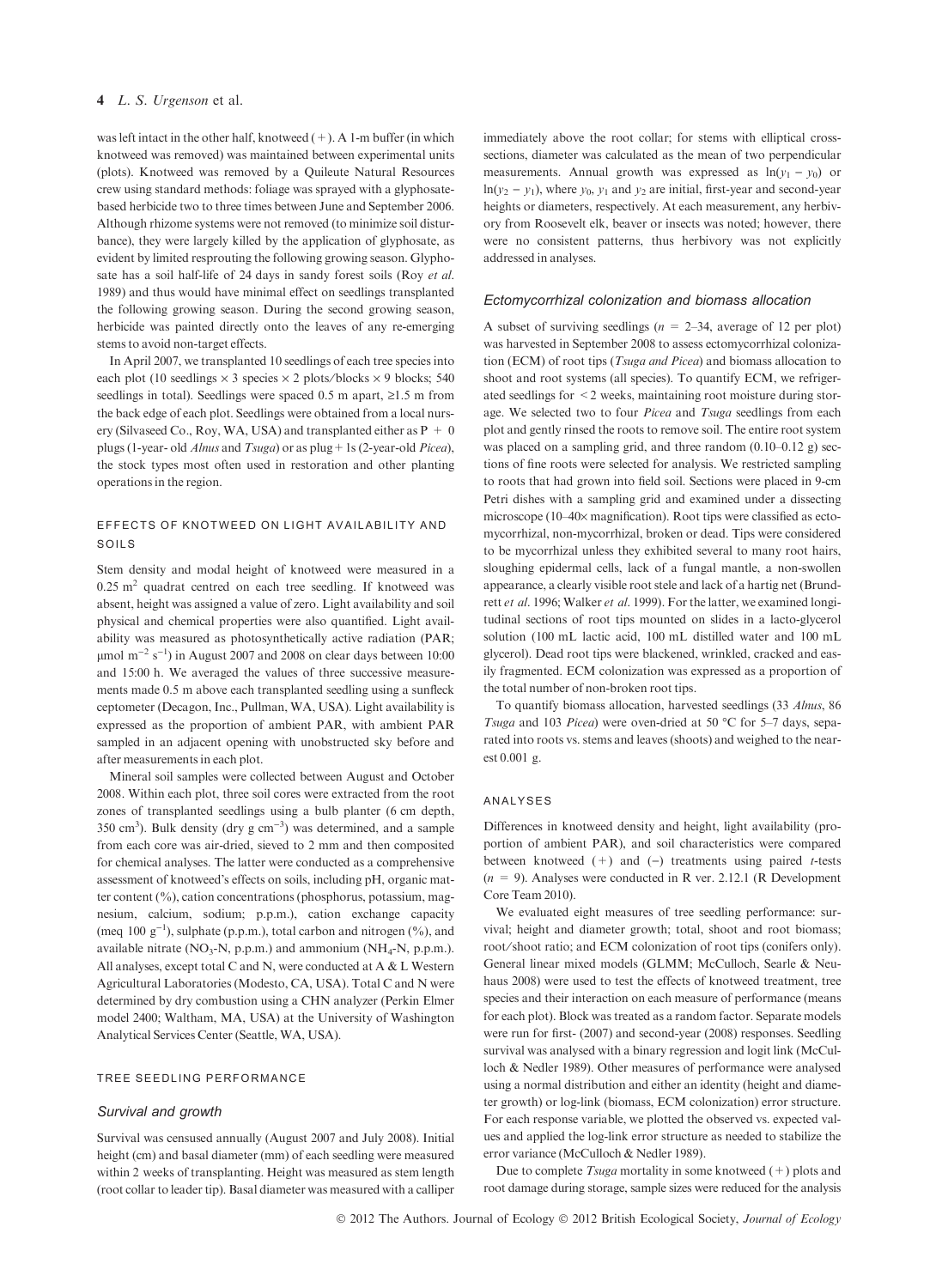was left intact in the other half, knotweed (+). A 1-m buffer (in which knotweed was removed) was maintained between experimental units (plots). Knotweed was removed by a Quileute Natural Resources crew using standard methods: foliage was sprayed with a glyphosate-based herbicide two to three times between June and September 2006. Although rhizome systems were not removed (to minimize soil disturbance), they were largely killed by the application of glyphosate, as evident by limited resprouting the following growing season. Glyphosate has a soil half-life of 24 days in sandy forest soils (Roy *et al.* 1989) and thus would have minimal effect on seedlings transplanted the following growing season. During the second growing season, herbicide was painted directly onto the leaves of any re-emerging stems to avoid non-target effects.

In April 2007, we transplanted 10 seedlings of each tree species into each plot (10 seedlings × 3 species × 2 plots/blocks × 9 blocks; 540 seedlings in total). Seedlings were spaced 0.5 m apart, ≥1.5 m from the back edge of each plot. Seedlings were obtained from a local nursery (Silvaseed Co., Roy, WA, USA) and transplanted either as P + 0 plugs (1-year- old *Alnus* and *Tsuga*) or as plug + 1s (2-year-old *Picea*), the stock types most often used in restoration and other planting operations in the region.

### EFFECTS OF KNOTWEED ON LIGHT AVAILABILITY AND SOILS

Stem density and modal height of knotweed were measured in a 0.25 $m^2$ quadrat centred on each tree seedling. If knotweed was absent, height was assigned a value of zero. Light availability and soil physical and chemical properties were also quantified. Light availability was measured as photosynthetically active radiation (PAR; $\mu mol\ m^{-2}\ s^{-1}$) in August 2007 and 2008 on clear days between 10:00 and 15:00 h. We averaged the values of three successive measurements made 0.5 m above each transplanted seedling using a sunfleck ceptometer (Decagon, Inc., Pullman, WA, USA). Light availability is expressed as the proportion of ambient PAR, with ambient PAR sampled in an adjacent opening with unobstructed sky before and after measurements in each plot.

Mineral soil samples were collected between August and October 2008. Within each plot, three soil cores were extracted from the root zones of transplanted seedlings using a bulb planter (6 cm depth, 350 $cm^3$). Bulk density (dry g $cm^{-3}$) was determined, and a sample from each core was air-dried, sieved to 2 mm and then composited for chemical analyses. The latter were conducted as a comprehensive assessment of knotweed's effects on soils, including pH, organic matter content (%), cation concentrations (phosphorus, potassium, magnesium, calcium, sodium; p.p.m.), cation exchange capacity (meq 100 $g^{-1}$), sulphate (p.p.m.), total carbon and nitrogen (%), and available nitrate ($NO_3$-N, p.p.m.) and ammonium ($NH_4$-N, p.p.m.). All analyses, except total C and N, were conducted at A & L Western Agricultural Laboratories (Modesto, CA, USA). Total C and N were determined by dry combustion using a CHN analyzer (Perkin Elmer model 2400; Waltham, MA, USA) at the University of Washington Analytical Services Center (Seattle, WA, USA).

### TREE SEEDLING PERFORMANCE

#### Survival and growth

Survival was censused annually (August 2007 and July 2008). Initial height (cm) and basal diameter (mm) of each seedling were measured within 2 weeks of transplanting. Height was measured as stem length (root collar to leader tip). Basal diameter was measured with a calliper immediately above the root collar; for stems with elliptical cross-sections, diameter was calculated as the mean of two perpendicular measurements. Annual growth was expressed as $\ln(y_1 - y_0)$ or $\ln(y_2 - y_1)$, where $y_0$, $y_1$ and $y_2$ are initial, first-year and second-year heights or diameters, respectively. At each measurement, any herbivory from Roosevelt elk, beaver or insects was noted; however, there were no consistent patterns, thus herbivory was not explicitly addressed in analyses.

#### Ectomycorrhizal colonization and biomass allocation

A subset of surviving seedlings ($n$ = 2–34, average of 12 per plot) was harvested in September 2008 to assess ectomycorrhizal colonization (ECM) of root tips (*Tsuga and Picea*) and biomass allocation to shoot and root systems (all species). To quantify ECM, we refrigerated seedlings for < 2 weeks, maintaining root moisture during storage. We selected two to four *Picea* and *Tsuga* seedlings from each plot and gently rinsed the roots to remove soil. The entire root system was placed on a sampling grid, and three random (0.10–0.12 g) sections of fine roots were selected for analysis. We restricted sampling to roots that had grown into field soil. Sections were placed in 9-cm Petri dishes with a sampling grid and examined under a dissecting microscope (10–40× magnification). Root tips were classified as ectomycorrhizal, non-mycorrhizal, broken or dead. Tips were considered to be mycorrhizal unless they exhibited several to many root hairs, sloughing epidermal cells, lack of a fungal mantle, a non-swollen appearance, a clearly visible root stele and lack of a hartig net (Brundrett *et al.* 1996; Walker *et al.* 1999). For the latter, we examined longitudinal sections of root tips mounted on slides in a lacto-glycerol solution (100 mL lactic acid, 100 mL distilled water and 100 mL glycerol). Dead root tips were blackened, wrinkled, cracked and easily fragmented. ECM colonization was expressed as a proportion of the total number of non-broken root tips.

To quantify biomass allocation, harvested seedlings (33 *Alnus*, 86 *Tsuga* and 103 *Picea*) were oven-dried at 50 °C for 5–7 days, separated into roots vs. stems and leaves (shoots) and weighed to the nearest 0.001 g.

### ANALYSES

Differences in knotweed density and height, light availability (proportion of ambient PAR), and soil characteristics were compared between knotweed (+) and (−) treatments using paired $t$-tests ($n$ = 9). Analyses were conducted in R ver. 2.12.1 (R Development Core Team 2010).

We evaluated eight measures of tree seedling performance: survival; height and diameter growth; total, shoot and root biomass; root/shoot ratio; and ECM colonization of root tips (conifers only). General linear mixed models (GLMM; McCulloch, Searle & Neuhaus 2008) were used to test the effects of knotweed treatment, tree species and their interaction on each measure of performance (means for each plot). Block was treated as a random factor. Separate models were run for first- (2007) and second-year (2008) responses. Seedling survival was analysed with a binary regression and logit link (McCulloch & Nedler 1989). Other measures of performance were analysed using a normal distribution and either an identity (height and diameter growth) or log-link (biomass, ECM colonization) error structure. For each response variable, we plotted the observed vs. expected values and applied the log-link error structure as needed to stabilize the error variance (McCulloch & Nedler 1989).

Due to complete *Tsuga* mortality in some knotweed (+) plots and root damage during storage, sample sizes were reduced for the analysis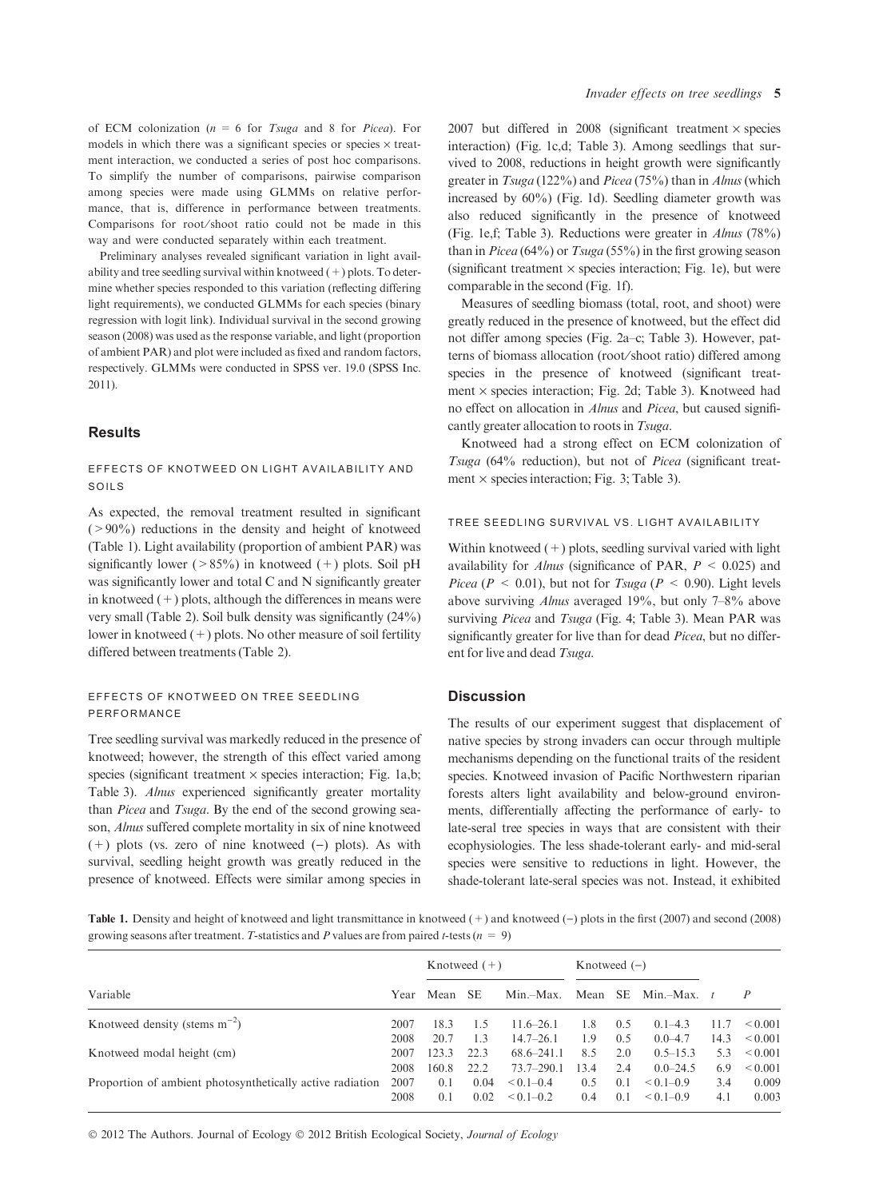of ECM colonization ($n$ = 6 for *Tsuga* and 8 for *Picea*). For models in which there was a significant species or species × treatment interaction, we conducted a series of post hoc comparisons. To simplify the number of comparisons, pairwise comparison among species were made using GLMMs on relative performance, that is, difference in performance between treatments. Comparisons for root/shoot ratio could not be made in this way and were conducted separately within each treatment.

Preliminary analyses revealed significant variation in light availability and tree seedling survival within knotweed (+) plots. To determine whether species responded to this variation (reflecting differing light requirements), we conducted GLMMs for each species (binary regression with logit link). Individual survival in the second growing season (2008) was used as the response variable, and light (proportion of ambient PAR) and plot were included as fixed and random factors, respectively. GLMMs were conducted in SPSS ver. 19.0 (SPSS Inc. 2011).

## Results

### EFFECTS OF KNOTWEED ON LIGHT AVAILABILITY AND SOILS

As expected, the removal treatment resulted in significant (>90%) reductions in the density and height of knotweed (Table 1). Light availability (proportion of ambient PAR) was significantly lower (>85%) in knotweed (+) plots. Soil pH was significantly lower and total C and N significantly greater in knotweed (+) plots, although the differences in means were very small (Table 2). Soil bulk density was significantly (24%) lower in knotweed (+) plots. No other measure of soil fertility differed between treatments (Table 2).

### EFFECTS OF KNOTWEED ON TREE SEEDLING PERFORMANCE

Tree seedling survival was markedly reduced in the presence of knotweed; however, the strength of this effect varied among species (significant treatment × species interaction; Fig. 1a,b; Table 3). *Alnus* experienced significantly greater mortality than *Picea* and *Tsuga*. By the end of the second growing season, *Alnus* suffered complete mortality in six of nine knotweed (+) plots (vs. zero of nine knotweed (−) plots). As with survival, seedling height growth was greatly reduced in the presence of knotweed. Effects were similar among species in 2007 but differed in 2008 (significant treatment × species interaction) (Fig. 1c,d; Table 3). Among seedlings that survived to 2008, reductions in height growth were significantly greater in *Tsuga* (122%) and *Picea* (75%) than in *Alnus* (which increased by 60%) (Fig. 1d). Seedling diameter growth was also reduced significantly in the presence of knotweed (Fig. 1e,f; Table 3). Reductions were greater in *Alnus* (78%) than in *Picea* (64%) or *Tsuga* (55%) in the first growing season (significant treatment × species interaction; Fig. 1e), but were comparable in the second (Fig. 1f).

Measures of seedling biomass (total, root, and shoot) were greatly reduced in the presence of knotweed, but the effect did not differ among species (Fig. 2a–c; Table 3). However, patterns of biomass allocation (root/shoot ratio) differed among species in the presence of knotweed (significant treatment × species interaction; Fig. 2d; Table 3). Knotweed had no effect on allocation in *Alnus* and *Picea*, but caused significantly greater allocation to roots in *Tsuga*.

Knotweed had a strong effect on ECM colonization of *Tsuga* (64% reduction), but not of *Picea* (significant treatment × species interaction; Fig. 3; Table 3).

### TREE SEEDLING SURVIVAL VS. LIGHT AVAILABILITY

Within knotweed (+) plots, seedling survival varied with light availability for *Alnus* (significance of PAR, $P < 0.025$) and *Picea* ($P < 0.01$), but not for *Tsuga* ($P < 0.90$). Light levels above surviving *Alnus* averaged 19%, but only 7–8% above surviving *Picea* and *Tsuga* (Fig. 4; Table 3). Mean PAR was significantly greater for live than for dead *Picea*, but no different for live and dead *Tsuga*.

## Discussion

The results of our experiment suggest that displacement of native species by strong invaders can occur through multiple mechanisms depending on the functional traits of the resident species. Knotweed invasion of Pacific Northwestern riparian forests alters light availability and below-ground environments, differentially affecting the performance of early- to late-seral tree species in ways that are consistent with their ecophysiologies. The less shade-tolerant early- and mid-seral species were sensitive to reductions in light. However, the shade-tolerant late-seral species was not. Instead, it exhibited

**Table 1.** Density and height of knotweed and light transmittance in knotweed (+) and knotweed (−) plots in the first (2007) and second (2008) growing seasons after treatment. *T*-statistics and *P* values are from paired *t*-tests ($n$ = 9)

| Variable | Year | Knotweed (+) Mean | SE | Min.–Max. | Knotweed (−) Mean | SE | Min.–Max. | *t* | *P* |
|---|---|---|---|---|---|---|---|---|---|
| Knotweed density (stems m$^{-2}$) | 2007 | 18.3 | 1.5 | 11.6–26.1 | 1.8 | 0.5 | 0.1–4.3 | 11.7 | <0.001 |
| | 2008 | 20.7 | 1.3 | 14.7–26.1 | 1.9 | 0.5 | 0.0–4.7 | 14.3 | <0.001 |
| Knotweed modal height (cm) | 2007 | 123.3 | 22.3 | 68.6–241.1 | 8.5 | 2.0 | 0.5–15.3 | 5.3 | <0.001 |
| | 2008 | 160.8 | 22.2 | 73.7–290.1 | 13.4 | 2.4 | 0.0–24.5 | 6.9 | <0.001 |
| Proportion of ambient photosynthetically active radiation | 2007 | 0.1 | 0.04 | <0.1–0.4 | 0.5 | 0.1 | <0.1–0.9 | 3.4 | 0.009 |
| | 2008 | 0.1 | 0.02 | <0.1–0.2 | 0.4 | 0.1 | <0.1–0.9 | 4.1 | 0.003 |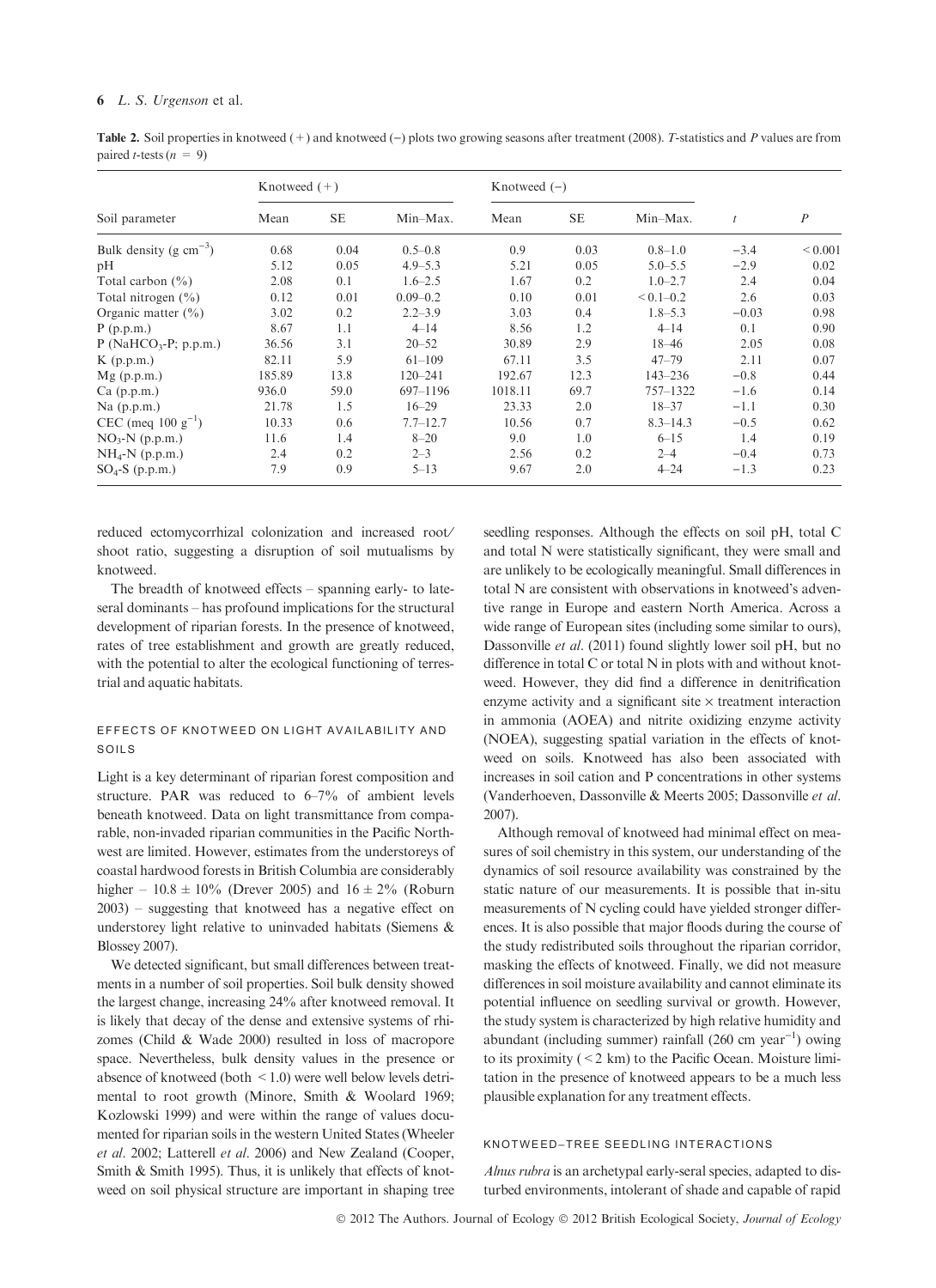**Table 2.** Soil properties in knotweed (+) and knotweed (−) plots two growing seasons after treatment (2008). *T*-statistics and *P* values are from paired *t*-tests ($n = 9$)

| Soil parameter | Knotweed (+) | | | Knotweed (−) | | | | |
|---|---|---|---|---|---|---|---|---|
| | Mean | SE | Min–Max. | Mean | SE | Min–Max. | $t$ | $P$ |
| Bulk density (g cm$^{-3}$) | 0.68 | 0.04 | 0.5–0.8 | 0.9 | 0.03 | 0.8–1.0 | −3.4 | < 0.001 |
| pH | 5.12 | 0.05 | 4.9–5.3 | 5.21 | 0.05 | 5.0–5.5 | −2.9 | 0.02 |
| Total carbon (%) | 2.08 | 0.1 | 1.6–2.5 | 1.67 | 0.2 | 1.0–2.7 | 2.4 | 0.04 |
| Total nitrogen (%) | 0.12 | 0.01 | 0.09–0.2 | 0.10 | 0.01 | < 0.1–0.2 | 2.6 | 0.03 |
| Organic matter (%) | 3.02 | 0.2 | 2.2–3.9 | 3.03 | 0.4 | 1.8–5.3 | −0.03 | 0.98 |
| P (p.p.m.) | 8.67 | 1.1 | 4–14 | 8.56 | 1.2 | 4–14 | 0.1 | 0.90 |
| P ($NaHCO_3$-P; p.p.m.) | 36.56 | 3.1 | 20–52 | 30.89 | 2.9 | 18–46 | 2.05 | 0.08 |
| K (p.p.m.) | 82.11 | 5.9 | 61–109 | 67.11 | 3.5 | 47–79 | 2.11 | 0.07 |
| Mg (p.p.m.) | 185.89 | 13.8 | 120–241 | 192.67 | 12.3 | 143–236 | −0.8 | 0.44 |
| Ca (p.p.m.) | 936.0 | 59.0 | 697–1196 | 1018.11 | 69.7 | 757–1322 | −1.6 | 0.14 |
| Na (p.p.m.) | 21.78 | 1.5 | 16–29 | 23.33 | 2.0 | 18–37 | −1.1 | 0.30 |
| CEC (meq 100 g$^{-1}$) | 10.33 | 0.6 | 7.7–12.7 | 10.56 | 0.7 | 8.3–14.3 | −0.5 | 0.62 |
| $NO_3$-N (p.p.m.) | 11.6 | 1.4 | 8–20 | 9.0 | 1.0 | 6–15 | 1.4 | 0.19 |
| $NH_4$-N (p.p.m.) | 2.4 | 0.2 | 2–3 | 2.56 | 0.2 | 2–4 | −0.4 | 0.73 |
| $SO_4$-S (p.p.m.) | 7.9 | 0.9 | 5–13 | 9.67 | 2.0 | 4–24 | −1.3 | 0.23 |

reduced ectomycorrhizal colonization and increased root/shoot ratio, suggesting a disruption of soil mutualisms by knotweed.

The breadth of knotweed effects – spanning early- to late-seral dominants – has profound implications for the structural development of riparian forests. In the presence of knotweed, rates of tree establishment and growth are greatly reduced, with the potential to alter the ecological functioning of terrestrial and aquatic habitats.

### EFFECTS OF KNOTWEED ON LIGHT AVAILABILITY AND SOILS

Light is a key determinant of riparian forest composition and structure. PAR was reduced to 6–7% of ambient levels beneath knotweed. Data on light transmittance from comparable, non-invaded riparian communities in the Pacific Northwest are limited. However, estimates from the understoreys of coastal hardwood forests in British Columbia are considerably higher – 10.8 ± 10% (Drever 2005) and 16 ± 2% (Roburn 2003) – suggesting that knotweed has a negative effect on understorey light relative to uninvaded habitats (Siemens & Blossey 2007).

We detected significant, but small differences between treatments in a number of soil properties. Soil bulk density showed the largest change, increasing 24% after knotweed removal. It is likely that decay of the dense and extensive systems of rhizomes (Child & Wade 2000) resulted in loss of macropore space. Nevertheless, bulk density values in the presence or absence of knotweed (both < 1.0) were well below levels detrimental to root growth (Minore, Smith & Woolard 1969; Kozlowski 1999) and were within the range of values documented for riparian soils in the western United States (Wheeler *et al.* 2002; Latterell *et al.* 2006) and New Zealand (Cooper, Smith & Smith 1995). Thus, it is unlikely that effects of knotweed on soil physical structure are important in shaping tree seedling responses. Although the effects on soil pH, total C and total N were statistically significant, they were small and are unlikely to be ecologically meaningful. Small differences in total N are consistent with observations in knotweed's adventive range in Europe and eastern North America. Across a wide range of European sites (including some similar to ours), Dassonville *et al.* (2011) found slightly lower soil pH, but no difference in total C or total N in plots with and without knotweed. However, they did find a difference in denitrification enzyme activity and a significant site × treatment interaction in ammonia (AOEA) and nitrite oxidizing enzyme activity (NOEA), suggesting spatial variation in the effects of knotweed on soils. Knotweed has also been associated with increases in soil cation and P concentrations in other systems (Vanderhoeven, Dassonville & Meerts 2005; Dassonville *et al.* 2007).

Although removal of knotweed had minimal effect on measures of soil chemistry in this system, our understanding of the dynamics of soil resource availability was constrained by the static nature of our measurements. It is possible that in-situ measurements of N cycling could have yielded stronger differences. It is also possible that major floods during the course of the study redistributed soils throughout the riparian corridor, masking the effects of knotweed. Finally, we did not measure differences in soil moisture availability and cannot eliminate its potential influence on seedling survival or growth. However, the study system is characterized by high relative humidity and abundant (including summer) rainfall (260 cm year$^{-1}$) owing to its proximity (< 2 km) to the Pacific Ocean. Moisture limitation in the presence of knotweed appears to be a much less plausible explanation for any treatment effects.

### KNOTWEED–TREE SEEDLING INTERACTIONS

*Alnus rubra* is an archetypal early-seral species, adapted to disturbed environments, intolerant of shade and capable of rapid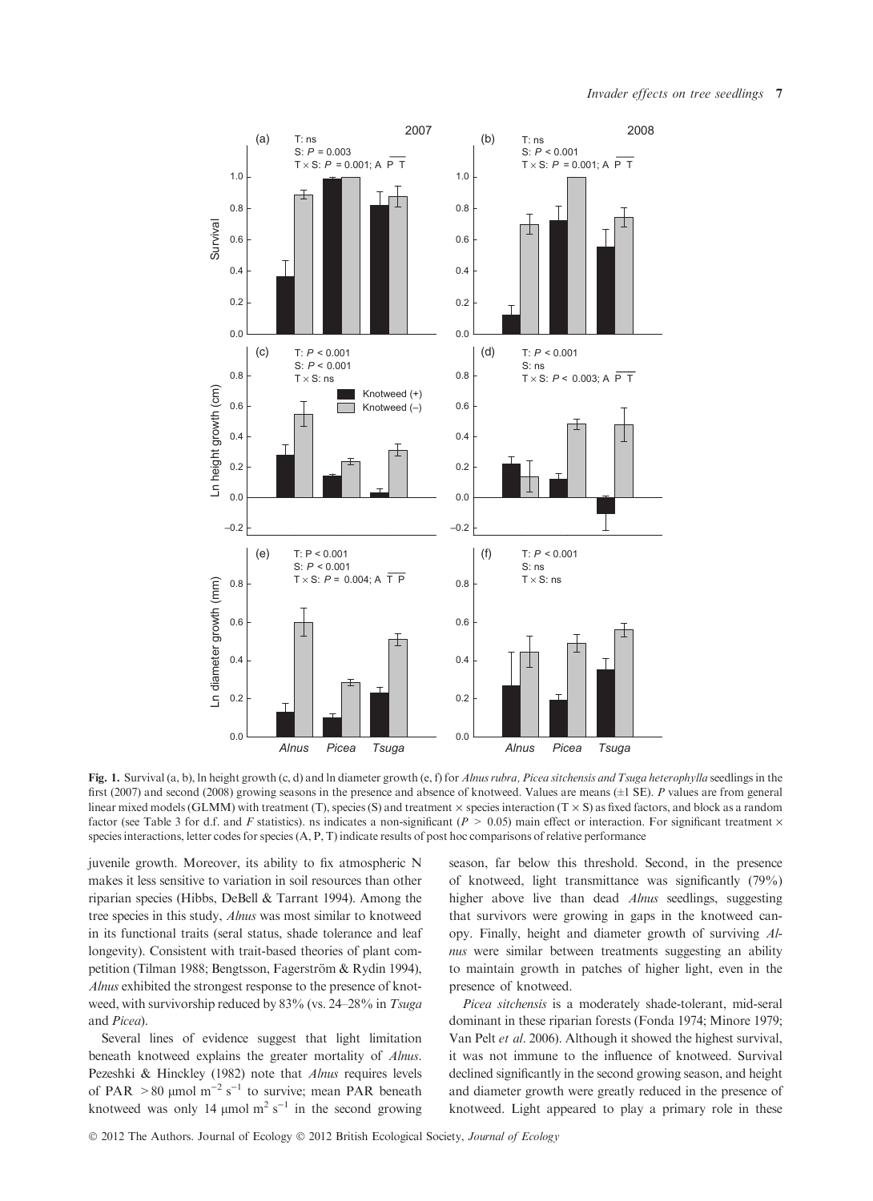Fig. 1. Survival (a, b), ln height growth (c, d) and ln diameter growth (e, f) for *Alnus rubra, Picea sitchensis and Tsuga heterophylla* seedlings in the first (2007) and second (2008) growing seasons in the presence and absence of knotweed. Values are means (±1 SE). *P* values are from general linear mixed models (GLMM) with treatment (T), species (S) and treatment × species interaction (T × S) as fixed factors, and block as a random factor (see Table 3 for d.f. and *F* statistics). ns indicates a non-significant ($P > 0.05$) main effect or interaction. For significant treatment × species interactions, letter codes for species (A, P, T) indicate results of post hoc comparisons of relative performance

juvenile growth. Moreover, its ability to fix atmospheric N makes it less sensitive to variation in soil resources than other riparian species (Hibbs, DeBell & Tarrant 1994). Among the tree species in this study, *Alnus* was most similar to knotweed in its functional traits (seral status, shade tolerance and leaf longevity). Consistent with trait-based theories of plant competition (Tilman 1988; Bengtsson, Fagerström & Rydin 1994), *Alnus* exhibited the strongest response to the presence of knotweed, with survivorship reduced by 83% (vs. 24–28% in *Tsuga* and *Picea*).

Several lines of evidence suggest that light limitation beneath knotweed explains the greater mortality of *Alnus*. Pezeshki & Hinckley (1982) note that *Alnus* requires levels of PAR $> 80$ μmol m$^{-2}$ s$^{-1}$ to survive; mean PAR beneath knotweed was only 14 μmol m$^{2}$ s$^{-1}$ in the second growing season, far below this threshold. Second, in the presence of knotweed, light transmittance was significantly (79%) higher above live than dead *Alnus* seedlings, suggesting that survivors were growing in gaps in the knotweed canopy. Finally, height and diameter growth of surviving *Alnus* were similar between treatments suggesting an ability to maintain growth in patches of higher light, even in the presence of knotweed.

*Picea sitchensis* is a moderately shade-tolerant, mid-seral dominant in these riparian forests (Fonda 1974; Minore 1979; Van Pelt *et al*. 2006). Although it showed the highest survival, it was not immune to the influence of knotweed. Survival declined significantly in the second growing season, and height and diameter growth were greatly reduced in the presence of knotweed. Light appeared to play a primary role in these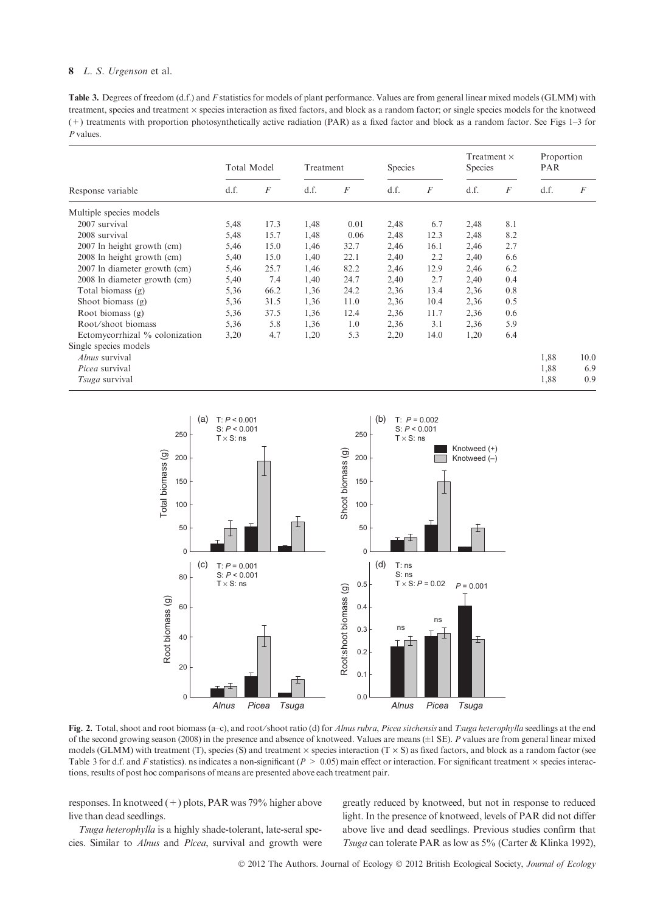**Table 3.** Degrees of freedom (d.f.) and *F* statistics for models of plant performance. Values are from general linear mixed models (GLMM) with treatment, species and treatment × species interaction as fixed factors, and block as a random factor; or single species models for the knotweed (+) treatments with proportion photosynthetically active radiation (PAR) as a fixed factor and block as a random factor. See Figs 1–3 for *P* values.

| Response variable | Total Model | | Treatment | | Species | | Treatment × Species | | Proportion PAR | |
|---|---|---|---|---|---|---|---|---|---|---|
| | d.f. | *F* | d.f. | *F* | d.f. | *F* | d.f. | *F* | d.f. | *F* |
| Multiple species models | | | | | | | | | | |
| 2007 survival | 5,48 | 17.3 | 1,48 | 0.01 | 2,48 | 6.7 | 2,48 | 8.1 | | |
| 2008 survival | 5,48 | 15.7 | 1,48 | 0.06 | 2,48 | 12.3 | 2,48 | 8.2 | | |
| 2007 ln height growth (cm) | 5,46 | 15.0 | 1,46 | 32.7 | 2,46 | 16.1 | 2,46 | 2.7 | | |
| 2008 ln height growth (cm) | 5,40 | 15.0 | 1,40 | 22.1 | 2,40 | 2.2 | 2,40 | 6.6 | | |
| 2007 ln diameter growth (cm) | 5,46 | 25.7 | 1,46 | 82.2 | 2,46 | 12.9 | 2,46 | 6.2 | | |
| 2008 ln diameter growth (cm) | 5,40 | 7.4 | 1,40 | 24.7 | 2,40 | 2.7 | 2,40 | 0.4 | | |
| Total biomass (g) | 5,36 | 66.2 | 1,36 | 24.2 | 2,36 | 13.4 | 2,36 | 0.8 | | |
| Shoot biomass (g) | 5,36 | 31.5 | 1,36 | 11.0 | 2,36 | 10.4 | 2,36 | 0.5 | | |
| Root biomass (g) | 5,36 | 37.5 | 1,36 | 12.4 | 2,36 | 11.7 | 2,36 | 0.6 | | |
| Root/shoot biomass | 5,36 | 5.8 | 1,36 | 1.0 | 2,36 | 3.1 | 2,36 | 5.9 | | |
| Ectomycorrhizal % colonization | 3,20 | 4.7 | 1,20 | 5.3 | 2,20 | 14.0 | 1,20 | 6.4 | | |
| Single species models | | | | | | | | | | |
| *Alnus* survival | | | | | | | | | 1,88 | 10.0 |
| *Picea* survival | | | | | | | | | 1,88 | 6.9 |
| *Tsuga* survival | | | | | | | | | 1,88 | 0.9 |

**Fig. 2.** Total, shoot and root biomass (a–c), and root/shoot ratio (d) for *Alnus rubra*, *Picea sitchensis* and *Tsuga heterophylla* seedlings at the end of the second growing season (2008) in the presence and absence of knotweed. Values are means (±1 SE). *P* values are from general linear mixed models (GLMM) with treatment (T), species (S) and treatment × species interaction (T × S) as fixed factors, and block as a random factor (see Table 3 for d.f. and *F* statistics). ns indicates a non-significant ($P > 0.05$) main effect or interaction. For significant treatment × species interactions, results of post hoc comparisons of means are presented above each treatment pair.

responses. In knotweed (+) plots, PAR was 79% higher above live than dead seedlings.

*Tsuga heterophylla* is a highly shade-tolerant, late-seral species. Similar to *Alnus* and *Picea*, survival and growth were greatly reduced by knotweed, but not in response to reduced light. In the presence of knotweed, levels of PAR did not differ above live and dead seedlings. Previous studies confirm that *Tsuga* can tolerate PAR as low as 5% (Carter & Klinka 1992),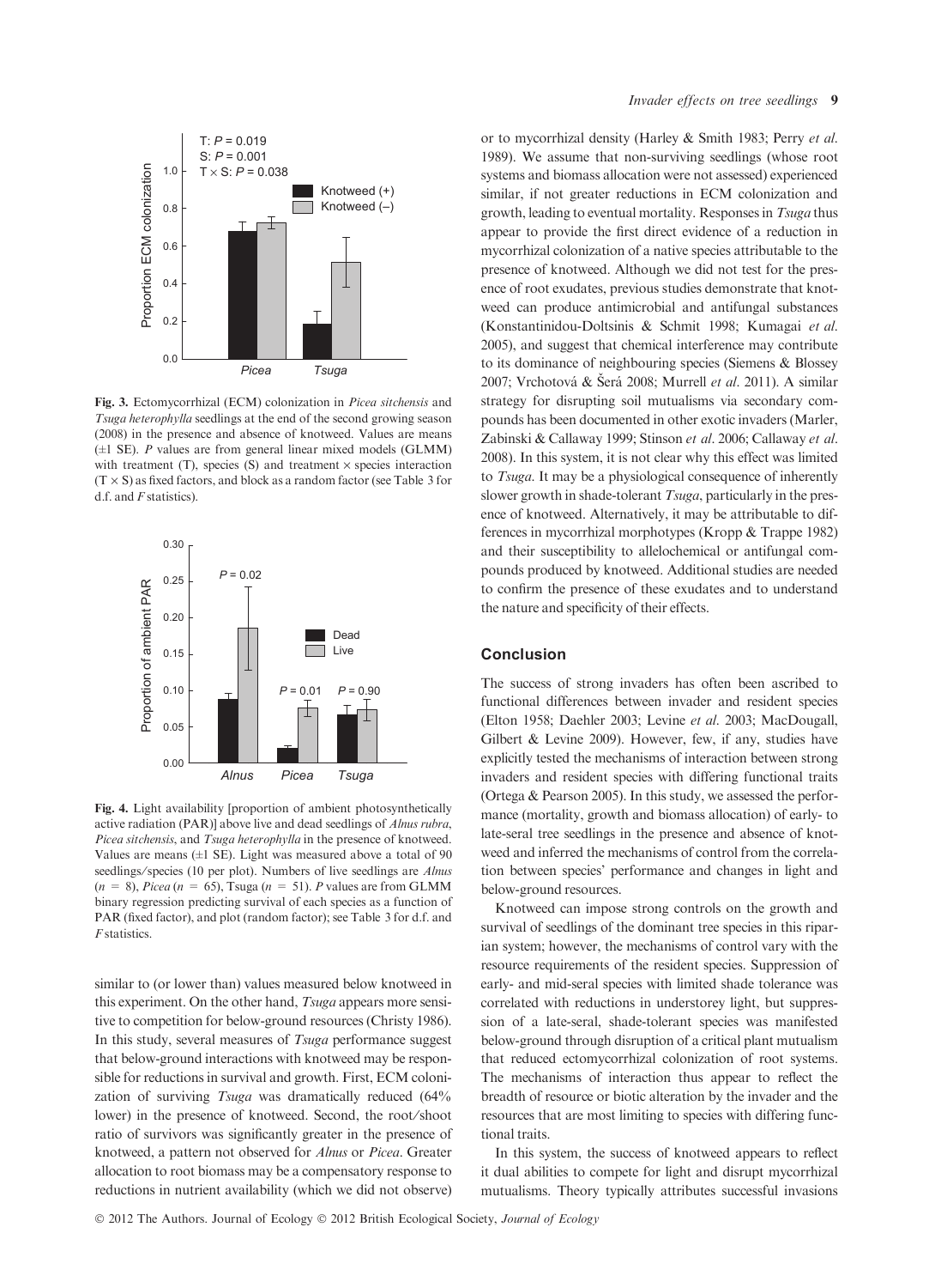Fig. 3. Ectomycorrhizal (ECM) colonization in *Picea sitchensis* and *Tsuga heterophylla* seedlings at the end of the second growing season (2008) in the presence and absence of knotweed. Values are means (±1 SE). *P* values are from general linear mixed models (GLMM) with treatment (T), species (S) and treatment × species interaction (T × S) as fixed factors, and block as a random factor (see Table 3 for d.f. and *F* statistics).

Fig. 4. Light availability [proportion of ambient photosynthetically active radiation (PAR)] above live and dead seedlings of *Alnus rubra*, *Picea sitchensis*, and *Tsuga heterophylla* in the presence of knotweed. Values are means (±1 SE). Light was measured above a total of 90 seedlings/species (10 per plot). Numbers of live seedlings are *Alnus* ($n$ = 8), *Picea* ($n$ = 65), Tsuga ($n$ = 51). *P* values are from GLMM binary regression predicting survival of each species as a function of PAR (fixed factor), and plot (random factor); see Table 3 for d.f. and *F* statistics.

similar to (or lower than) values measured below knotweed in this experiment. On the other hand, *Tsuga* appears more sensitive to competition for below-ground resources (Christy 1986). In this study, several measures of *Tsuga* performance suggest that below-ground interactions with knotweed may be responsible for reductions in survival and growth. First, ECM colonization of surviving *Tsuga* was dramatically reduced (64% lower) in the presence of knotweed. Second, the root/shoot ratio of survivors was significantly greater in the presence of knotweed, a pattern not observed for *Alnus* or *Picea*. Greater allocation to root biomass may be a compensatory response to reductions in nutrient availability (which we did not observe) or to mycorrhizal density (Harley & Smith 1983; Perry *et al.* 1989). We assume that non-surviving seedlings (whose root systems and biomass allocation were not assessed) experienced similar, if not greater reductions in ECM colonization and growth, leading to eventual mortality. Responses in *Tsuga* thus appear to provide the first direct evidence of a reduction in mycorrhizal colonization of a native species attributable to the presence of knotweed. Although we did not test for the presence of root exudates, previous studies demonstrate that knotweed can produce antimicrobial and antifungal substances (Konstantinidou-Doltsinis & Schmit 1998; Kumagai *et al.* 2005), and suggest that chemical interference may contribute to its dominance of neighbouring species (Siemens & Blossey 2007; Vrchotová & Šerá 2008; Murrell *et al.* 2011). A similar strategy for disrupting soil mutualisms via secondary compounds has been documented in other exotic invaders (Marler, Zabinski & Callaway 1999; Stinson *et al.* 2006; Callaway *et al.* 2008). In this system, it is not clear why this effect was limited to *Tsuga*. It may be a physiological consequence of inherently slower growth in shade-tolerant *Tsuga*, particularly in the presence of knotweed. Alternatively, it may be attributable to differences in mycorrhizal morphotypes (Kropp & Trappe 1982) and their susceptibility to allelochemical or antifungal compounds produced by knotweed. Additional studies are needed to confirm the presence of these exudates and to understand the nature and specificity of their effects.

## Conclusion

The success of strong invaders has often been ascribed to functional differences between invader and resident species (Elton 1958; Daehler 2003; Levine *et al.* 2003; MacDougall, Gilbert & Levine 2009). However, few, if any, studies have explicitly tested the mechanisms of interaction between strong invaders and resident species with differing functional traits (Ortega & Pearson 2005). In this study, we assessed the performance (mortality, growth and biomass allocation) of early- to late-seral tree seedlings in the presence and absence of knotweed and inferred the mechanisms of control from the correlation between species' performance and changes in light and below-ground resources.

Knotweed can impose strong controls on the growth and survival of seedlings of the dominant tree species in this riparian system; however, the mechanisms of control vary with the resource requirements of the resident species. Suppression of early- and mid-seral species with limited shade tolerance was correlated with reductions in understorey light, but suppression of a late-seral, shade-tolerant species was manifested below-ground through disruption of a critical plant mutualism that reduced ectomycorrhizal colonization of root systems. The mechanisms of interaction thus appear to reflect the breadth of resource or biotic alteration by the invader and the resources that are most limiting to species with differing functional traits.

In this system, the success of knotweed appears to reflect it dual abilities to compete for light and disrupt mycorrhizal mutualisms. Theory typically attributes successful invasions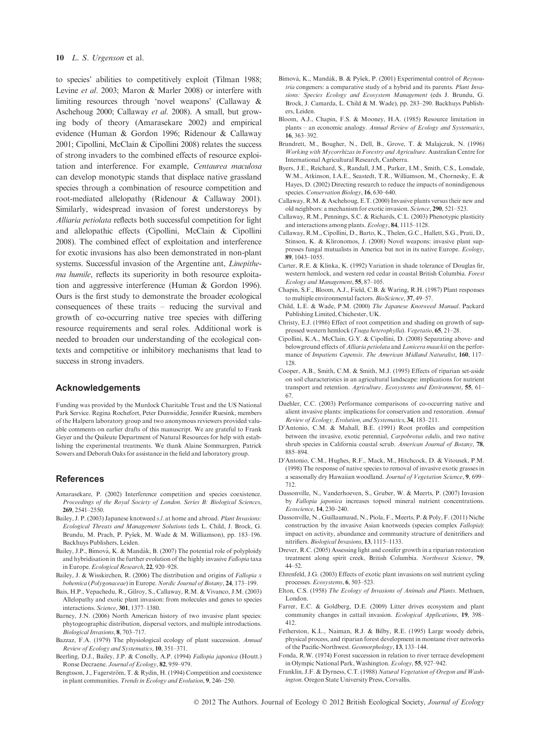to species' abilities to competitively exploit (Tilman 1988; Levine *et al*. 2003; Maron & Marler 2008) or interfere with limiting resources through 'novel weapons' (Callaway & Aschehoug 2000; Callaway *et al*. 2008). A small, but growing body of theory (Amarasekare 2002) and empirical evidence (Human & Gordon 1996; Ridenour & Callaway 2001; Cipollini, McClain & Cipollini 2008) relates the success of strong invaders to the combined effects of resource exploitation and interference. For example, *Centaurea maculosa* can develop monotypic stands that displace native grassland species through a combination of resource competition and root-mediated allelopathy (Ridenour & Callaway 2001). Similarly, widespread invasion of forest understoreys by *Alliaria petiolata* reflects both successful competition for light and allelopathic effects (Cipollini, McClain & Cipollini 2008). The combined effect of exploitation and interference for exotic invasions has also been demonstrated in non-plant systems. Successful invasion of the Argentine ant, *Linepithema humile*, reflects its superiority in both resource exploitation and aggressive interference (Human & Gordon 1996). Ours is the first study to demonstrate the broader ecological consequences of these traits – reducing the survival and growth of co-occurring native tree species with differing resource requirements and seral roles. Additional work is needed to broaden our understanding of the ecological contexts and competitive or inhibitory mechanisms that lead to success in strong invaders.

## Acknowledgements

Funding was provided by the Murdock Charitable Trust and the US National Park Service. Regina Rochefort, Peter Dunwiddie, Jennifer Ruesink, members of the Halpern laboratory group and two anonymous reviewers provided valuable comments on earlier drafts of this manuscript. We are grateful to Frank Geyer and the Quileute Department of Natural Resources for help with establishing the experimental treatments. We thank Alaine Sommargren, Patrick Sowers and Deborah Oaks for assistance in the field and laboratory group.

## References

Amarasekare, P. (2002) Interference competition and species coexistence. *Proceedings of the Royal Society of London. Series B: Biological Sciences*, **269**, 2541–2550.

Bailey, J. P. (2003) Japanese knotweed *s.l.* at home and abroad. *Plant Invasions: Ecological Threats and Management Solutions* (eds L. Child, J. Brock, G. Brundu, M. Prach, P. Pyšek, M. Wade & M. Williamson), pp. 183–196. Backhuys Publishers, Leiden.

Bailey, J.P., Bímová, K. & Mandák, B. (2007) The potential role of polyploidy and hybridisation in the further evolution of the highly invasive *Fallopia* taxa in Europe. *Ecological Research*, **22**, 920–928.

Bailey, J. & Wisskirchen, R. (2006) The distribution and origins of *Fallopia x bohemica* (*Polygonaceae*) in Europe. *Nordic Journal of Botany*, **24**, 173–199.

Bais, H.P., Vepachedu, R., Gilroy, S., Callaway, R.M. & Vivanco, J.M. (2003) Allelopathy and exotic plant invasion: from molecules and genes to species interactions. *Science*, **301**, 1377–1380.

Barney, J.N. (2006) North American history of two invasive plant species: phytogeographic distribution, dispersal vectors, and multiple introductions. *Biological Invasions*, **8**, 703–717.

Bazzaz, F.A. (1979) The physiological ecology of plant succession. *Annual Review of Ecology and Systematics*, **10**, 351–371.

Beerling, D.J., Bailey, J.P. & Conolly, A.P. (1994) *Fallopia japonica* (Houtt.) Ronse Decraene. *Journal of Ecology*, **82**, 959–979.

Bengtsson, J., Fagerström, T. & Rydin, H. (1994) Competition and coexistence in plant communities. *Trends in Ecology and Evolution*, **9**, 246–250.

Bímová, K., Mandák, B. & Pyšek, P. (2001) Experimental control of *Reynoutria* congeners: a comparative study of a hybrid and its parents. *Plant Invasions: Species Ecology and Ecosystem Management* (eds J. Brundu, G. Brock, J. Camarda, L. Child & M. Wade), pp. 283–290. Backhuys Publishers, Leiden.

Bloom, A.J., Chapin, F.S. & Mooney, H.A. (1985) Resource limitation in plants – an economic analogy. *Annual Review of Ecology and Systematics*, **16**, 363–392.

Brundrett, M., Bougher, N., Dell, B., Grove, T. & Malajczuk, N. (1996) *Working with Mycorrhizas in Forestry and Agriculture*. Australian Centre for International Agricultural Research, Canberra.

Byers, J.E., Reichard, S., Randall, J.M., Parker, I.M., Smith, C.S., Lonsdale, W.M., Atkinson, I.A.E., Seastedt, T.R., Williamson, M., Chornesky, E. & Hayes, D. (2002) Directing research to reduce the impacts of nonindigenous species. *Conservation Biology*, **16**, 630–640.

Callaway, R.M. & Aschehoug, E.T. (2000) Invasive plants versus their new and old neighbors: a mechanism for exotic invasion. *Science*, **290**, 521–523.

Callaway, R.M., Pennings, S.C. & Richards, C.L. (2003) Phenotypic plasticity and interactions among plants. *Ecology*, **84**, 1115–1128.

Callaway, R.M., Cipollini, D., Barto, K., Thelen, G.C., Hallett, S.G., Prati, D., Stinson, K. & Klironomos, J. (2008) Novel weapons: invasive plant suppresses fungal mutualists in America but not in its native Europe. *Ecology*, **89**, 1043–1055.

Carter, R.E. & Klinka, K. (1992) Variation in shade tolerance of Douglas fir, western hemlock, and western red cedar in coastal British Columbia. *Forest Ecology and Management*, **55**, 87–105.

Chapin, S.F., Bloom, A.J., Field, C.B. & Waring, R.H. (1987) Plant responses to multiple environmental factors. *BioScience*, **37**, 49–57.

Child, L.E. & Wade, P.M. (2000) *The Japanese Knotweed Manual*. Packard Publishing Limited, Chichester, UK.

Christy, E.J. (1986) Effect of root competition and shading on growth of suppressed western hemlock (*Tsuga heterophylla*). *Vegetatio*, **65**, 21–28.

Cipollini, K.A., McClain, G.Y. & Cipollini, D. (2008) Separating above- and belowground effects of *Alliaria petiolata* and *Lonicera maackii* on the performance of *Impatiens Capensis*. *The American Midland Naturalist*, **160**, 117–128.

Cooper, A.B., Smith, C.M. & Smith, M.J. (1995) Effects of riparian set-aside on soil characteristics in an agricultural landscape: implications for nutrient transport and retention. *Agriculture, Ecosystems and Environment*, **55**, 61–67.

Daehler, C.C. (2003) Performance comparisons of co-occurring native and alient invasive plants: implications for conservation and restoration. *Annual Review of Ecology, Evolution, and Systematics*, **34**, 183–211.

D'Antonio, C.M. & Mahall, B.E. (1991) Root profiles and competition between the invasive, exotic perennial, *Carpobrotus edulis*, and two native shrub species in California coastal scrub. *American Journal of Botany*, **78**, 885–894.

D'Antonio, C.M., Hughes, R.F., Mack, M., Hitchcock, D. & Vitousek, P.M. (1998) The response of native species to removal of invasive exotic grasses in a seasonally dry Hawaiian woodland. *Journal of Vegetation Science*, **9**, 699–712.

Dassonville, N., Vanderhoeven, S., Gruber, W. & Meerts, P. (2007) Invasion by *Fallopia japonica* increases topsoil mineral nutrient concentrations. *Ecoscience*, **14**, 230–240.

Dassonville, N., Guillaumaud, N., Piola, F., Meerts, P. & Poly, F. (2011) Niche construction by the invasive Asian knotweeds (species complex *Fallopia*): impact on activity, abundance and community structure of denitrifiers and nitrifiers. *Biological Invasions*, **13**, 1115–1133.

Drever, R.C. (2005) Assessing light and conifer growth in a riparian restoration treatment along spirit creek, British Columbia. *Northwest Science*, **79**, 44–52.

Ehrenfeld, J.G. (2003) Effects of exotic plant invasions on soil nutrient cycling processes. *Ecosystems*, **6**, 503–523.

Elton, C.S. (1958) *The Ecology of Invasions of Animals and Plants*. Methuen, London.

Farrer, E.C. & Goldberg, D.E. (2009) Litter drives ecosystem and plant community changes in cattail invasion. *Ecological Applications*, **19**, 398–412.

Fetherston, K.L., Naiman, R.J. & Bilby, R.E. (1995) Large woody debris, physical process, and riparian forest development in montane river networks of the Pacific-Northwest. *Geomorphology*, **13**, 133–144.

Fonda, R.W. (1974) Forest succession in relation to river terrace development in Olympic National Park, Washington. *Ecology*, **55**, 927–942.

Franklin, J.F. & Dyrness, C.T. (1988) *Natural Vegetation of Oregon and Washington*. Oregon State University Press, Corvallis.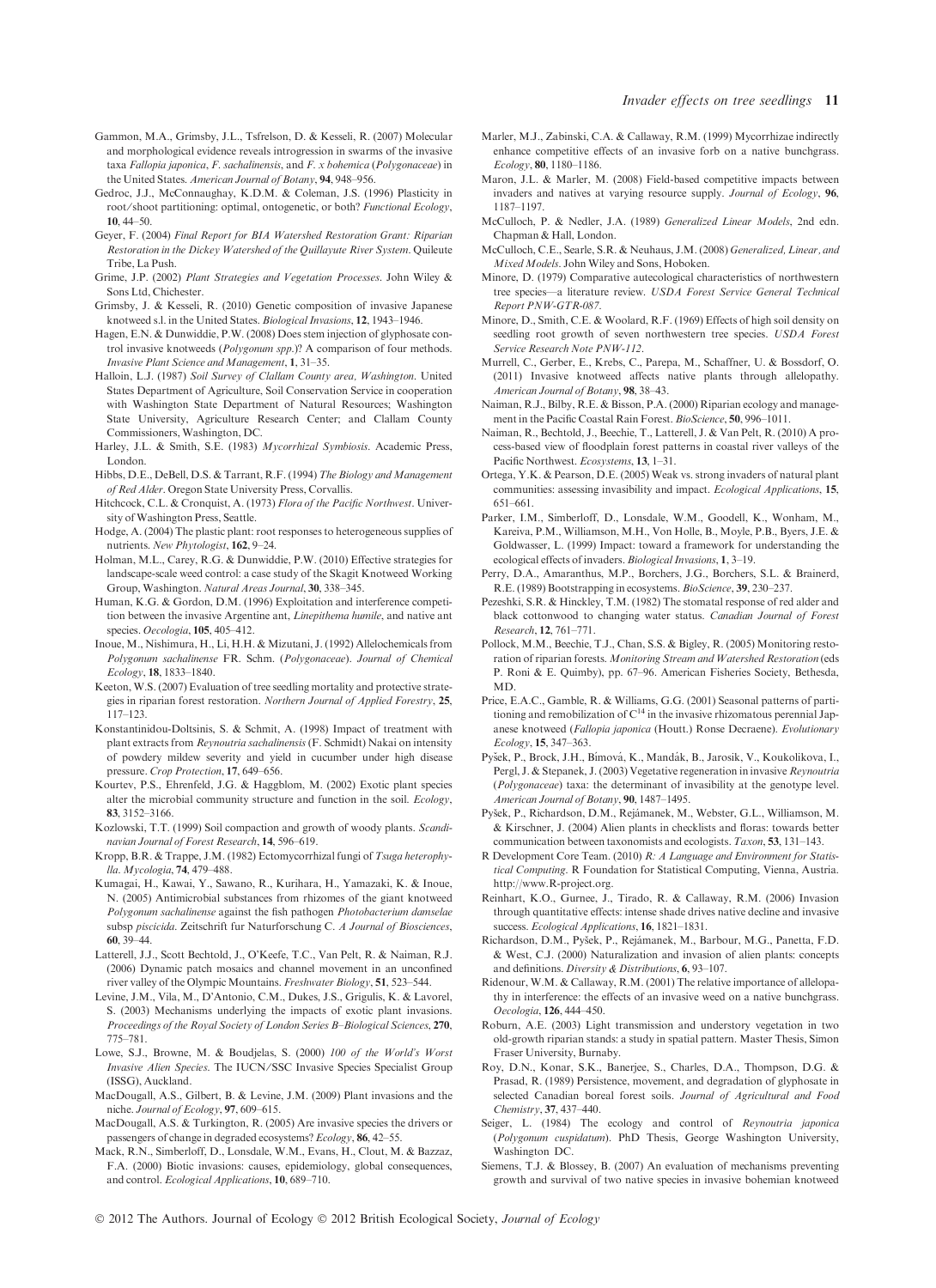Gammon, M.A., Grimsby, J.L., Tsfrelson, D. & Kesseli, R. (2007) Molecular and morphological evidence reveals introgression in swarms of the invasive taxa *Fallopia japonica*, *F. sachalinensis*, and *F. x bohemica* (*Polygonaceae*) in the United States. *American Journal of Botany*, **94**, 948–956.

Gedroc, J.J., McConnaughay, K.D.M. & Coleman, J.S. (1996) Plasticity in root/shoot partitioning: optimal, ontogenetic, or both? *Functional Ecology*, **10**, 44–50.

Geyer, F. (2004) *Final Report for BIA Watershed Restoration Grant: Riparian Restoration in the Dickey Watershed of the Quillayute River System*. Quileute Tribe, La Push.

Grime, J.P. (2002) *Plant Strategies and Vegetation Processes*. John Wiley & Sons Ltd, Chichester.

Grimsby, J. & Kesseli, R. (2010) Genetic composition of invasive Japanese knotweed s.l. in the United States. *Biological Invasions*, **12**, 1943–1946.

Hagen, E.N. & Dunwiddie, P.W. (2008) Does stem injection of glyphosate control invasive knotweeds (*Polygonum spp.*)? A comparison of four methods. *Invasive Plant Science and Management*, **1**, 31–35.

Halloin, L.J. (1987) *Soil Survey of Clallam County area, Washington*. United States Department of Agriculture, Soil Conservation Service in cooperation with Washington State Department of Natural Resources; Washington State University, Agriculture Research Center; and Clallam County Commissioners, Washington, DC.

Harley, J.L. & Smith, S.E. (1983) *Mycorrhizal Symbiosis*. Academic Press, London.

Hibbs, D.E., DeBell, D.S. & Tarrant, R.F. (1994) *The Biology and Management of Red Alder*. Oregon State University Press, Corvallis.

Hitchcock, C.L. & Cronquist, A. (1973) *Flora of the Pacific Northwest*. University of Washington Press, Seattle.

Hodge, A. (2004) The plastic plant: root responses to heterogeneous supplies of nutrients. *New Phytologist*, **162**, 9–24.

Holman, M.L., Carey, R.G. & Dunwiddie, P.W. (2010) Effective strategies for landscape-scale weed control: a case study of the Skagit Knotweed Working Group, Washington. *Natural Areas Journal*, **30**, 338–345.

Human, K.G. & Gordon, D.M. (1996) Exploitation and interference competition between the invasive Argentine ant, *Linepithema humile*, and native ant species. *Oecologia*, **105**, 405–412.

Inoue, M., Nishimura, H., Li, H.H. & Mizutani, J. (1992) Allelochemicals from *Polygonum sachalinense* FR. Schm. (*Polygonaceae*). *Journal of Chemical Ecology*, **18**, 1833–1840.

Keeton, W.S. (2007) Evaluation of tree seedling mortality and protective strategies in riparian forest restoration. *Northern Journal of Applied Forestry*, **25**, 117–123.

Konstantinidou-Doltsinis, S. & Schmit, A. (1998) Impact of treatment with plant extracts from *Reynoutria sachalinensis* (F. Schmidt) Nakai on intensity of powdery mildew severity and yield in cucumber under high disease pressure. *Crop Protection*, **17**, 649–656.

Kourtev, P.S., Ehrenfeld, J.G. & Haggblom, M. (2002) Exotic plant species alter the microbial community structure and function in the soil. *Ecology*, **83**, 3152–3166.

Kozlowski, T.T. (1999) Soil compaction and growth of woody plants. *Scandinavian Journal of Forest Research*, **14**, 596–619.

Kropp, B.R. & Trappe, J.M. (1982) Ectomycorrhizal fungi of *Tsuga heterophylla*. *Mycologia*, **74**, 479–488.

Kumagai, H., Kawai, Y., Sawano, R., Kurihara, H., Yamazaki, K. & Inoue, N. (2005) Antimicrobial substances from rhizomes of the giant knotweed *Polygonum sachalinense* against the fish pathogen *Photobacterium damselae* subsp *piscicida*. Zeitschrift fur Naturforschung C. *A Journal of Biosciences*, **60**, 39–44.

Latterell, J.J., Scott Bechtold, J., O'Keefe, T.C., Van Pelt, R. & Naiman, R.J. (2006) Dynamic patch mosaics and channel movement in an unconfined river valley of the Olympic Mountains. *Freshwater Biology*, **51**, 523–544.

Levine, J.M., Vila, M., D'Antonio, C.M., Dukes, J.S., Grigulis, K. & Lavorel, S. (2003) Mechanisms underlying the impacts of exotic plant invasions. *Proceedings of the Royal Society of London Series B–Biological Sciences*, **270**, 775–781.

Lowe, S.J., Browne, M. & Boudjelas, S. (2000) *100 of the World's Worst Invasive Alien Species*. The IUCN/SSC Invasive Species Specialist Group (ISSG), Auckland.

MacDougall, A.S., Gilbert, B. & Levine, J.M. (2009) Plant invasions and the niche. *Journal of Ecology*, **97**, 609–615.

MacDougall, A.S. & Turkington, R. (2005) Are invasive species the drivers or passengers of change in degraded ecosystems? *Ecology*, **86**, 42–55.

Mack, R.N., Simberloff, D., Lonsdale, W.M., Evans, H., Clout, M. & Bazzaz, F.A. (2000) Biotic invasions: causes, epidemiology, global consequences, and control. *Ecological Applications*, **10**, 689–710.

Marler, M.J., Zabinski, C.A. & Callaway, R.M. (1999) Mycorrhizae indirectly enhance competitive effects of an invasive forb on a native bunchgrass. *Ecology*, **80**, 1180–1186.

Maron, J.L. & Marler, M. (2008) Field-based competitive impacts between invaders and natives at varying resource supply. *Journal of Ecology*, **96**, 1187–1197.

McCulloch, P. & Nedler, J.A. (1989) *Generalized Linear Models*, 2nd edn. Chapman & Hall, London.

McCulloch, C.E., Searle, S.R. & Neuhaus, J.M. (2008) *Generalized, Linear, and Mixed Models*. John Wiley and Sons, Hoboken.

Minore, D. (1979) Comparative autecological characteristics of northwestern tree species—a literature review. *USDA Forest Service General Technical Report PNW-GTR-087*.

Minore, D., Smith, C.E. & Woolard, R.F. (1969) Effects of high soil density on seedling root growth of seven northwestern tree species. *USDA Forest Service Research Note PNW-112*.

Murrell, C., Gerber, E., Krebs, C., Parepa, M., Schaffner, U. & Bossdorf, O. (2011) Invasive knotweed affects native plants through allelopathy. *American Journal of Botany*, **98**, 38–43.

Naiman, R.J., Bilby, R.E. & Bisson, P.A. (2000) Riparian ecology and management in the Pacific Coastal Rain Forest. *BioScience*, **50**, 996–1011.

Naiman, R., Bechtold, J., Beechie, T., Latterell, J. & Van Pelt, R. (2010) A process-based view of floodplain forest patterns in coastal river valleys of the Pacific Northwest. *Ecosystems*, **13**, 1–31.

Ortega, Y.K. & Pearson, D.E. (2005) Weak vs. strong invaders of natural plant communities: assessing invasibility and impact. *Ecological Applications*, **15**, 651–661.

Parker, I.M., Simberloff, D., Lonsdale, W.M., Goodell, K., Wonham, M., Kareiva, P.M., Williamson, M.H., Von Holle, B., Moyle, P.B., Byers, J.E. & Goldwasser, L. (1999) Impact: toward a framework for understanding the ecological effects of invaders. *Biological Invasions*, **1**, 3–19.

Perry, D., Amaranthus, M.P., Borchers, J.G., Borchers, S.L. & Brainerd, R.E. (1989) Bootstrapping in ecosystems. *BioScience*, **39**, 230–237.

Pezeshki, S.R. & Hinckley, T.M. (1982) The stomatal response of red alder and black cottonwood to changing water status. *Canadian Journal of Forest Research*, **12**, 761–771.

Pollock, M.M., Beechie, T.J., Chan, S.S. & Bigley, R. (2005) Monitoring restoration of riparian forests. *Monitoring Stream and Watershed Restoration* (eds P. Roni & E. Quimby), pp. 67–96. American Fisheries Society, Bethesda, MD.

Price, E.A.C., Gamble, R. & Williams, G.G. (2001) Seasonal patterns of partitioning and remobilization of $C^{14}$ in the invasive rhizomatous perennial Japanese knotweed (*Fallopia japonica* (Houtt.) Ronse Decraene). *Evolutionary Ecology*, **15**, 347–363.

Pyšek, P., Brock, J.H., Bímová, K., Mandák, B., Jarosik, V., Koukolikova, I., Pergl, J. & Stepanek, J. (2003) Vegetative regeneration in invasive *Reynoutria* (*Polygonaceae*) taxa: the determinant of invasibility at the genotype level. *American Journal of Botany*, **90**, 1487–1495.

Pyšek, P., Richardson, D.M., Rejmánek, M., Webster, G.L., Williamson, M. & Kirschner, J. (2004) Alien plants in checklists and floras: towards better communication between taxonomists and ecologists. *Taxon*, **53**, 131–143.

R Development Core Team. (2010) *R: A Language and Environment for Statistical Computing*. R Foundation for Statistical Computing, Vienna, Austria. http://www.R-project.org.

Reinhart, K.O., Gurnee, J., Tirado, R. & Callaway, R.M. (2006) Invasion through quantitative effects: intense shade drives native decline and invasive success. *Ecological Applications*, **16**, 1821–1831.

Richardson, D.M., Pyšek, P., Rejmánek, M., Barbour, M.G., Panetta, F.D. & West, C.J. (2000) Naturalization and invasion of alien plants: concepts and definitions. *Diversity & Distributions*, **6**, 93–107.

Ridenour, W.M. & Callaway, R.M. (2001) The relative importance of allelopathy in interference: the effects of an invasive weed on a native bunchgrass. *Oecologia*, **126**, 444–450.

Roburn, A.E. (2003) Light transmission and understory vegetation in two old-growth riparian stands: a study in spatial pattern. Master Thesis, Simon Fraser University, Burnaby.

Roy, D.N., Konar, S.K., Banerjee, S., Charles, D.A., Thompson, D.G. & Prasad, R. (1989) Persistence, movement, and degradation of glyphosate in selected Canadian boreal forest soils. *Journal of Agricultural and Food Chemistry*, **37**, 437–440.

Seiger, L. (1984) The ecology and control of *Reynoutria japonica* (*Polygonum cuspidatum*). PhD Thesis, George Washington University, Washington DC.

Siemens, T.J. & Blossey, B. (2007) An evaluation of mechanisms preventing growth and survival of two native species in invasive bohemian knotweed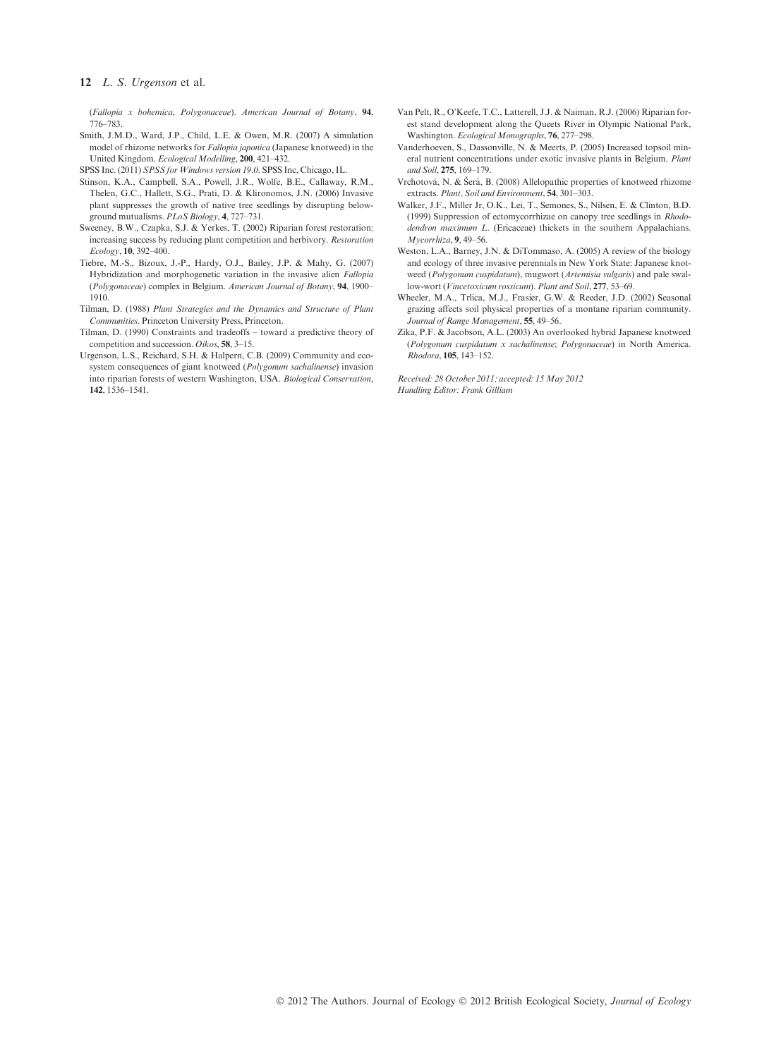(*Fallopia x bohemica*, *Polygonaceae*). *American Journal of Botany*, **94**, 776–783.

Smith, J.M.D., Ward, J.P., Child, L.E. & Owen, M.R. (2007) A simulation model of rhizome networks for *Fallopia japonica* (Japanese knotweed) in the United Kingdom. *Ecological Modelling*, **200**, 421–432.

SPSS Inc. (2011) *SPSS for Windows version 19.0*. SPSS Inc, Chicago, IL.

Stinson, K.A., Campbell, S.A., Powell, J.R., Wolfe, B.E., Callaway, R.M., Thelen, G.C., Hallett, S.G., Prati, D. & Klironomos, J.N. (2006) Invasive plant suppresses the growth of native tree seedlings by disrupting belowground mutualisms. *PLoS Biology*, **4**, 727–731.

Sweeney, B.W., Czapka, S.J. & Yerkes, T. (2002) Riparian forest restoration: increasing success by reducing plant competition and herbivory. *Restoration Ecology*, **10**, 392–400.

Tiebre, M.-S., Bizoux, J.-P., Hardy, O.J., Bailey, J.P. & Mahy, G. (2007) Hybridization and morphogenetic variation in the invasive alien *Fallopia* (*Polygonaceae*) complex in Belgium. *American Journal of Botany*, **94**, 1900–1910.

Tilman, D. (1988) *Plant Strategies and the Dynamics and Structure of Plant Communities*. Princeton University Press, Princeton.

Tilman, D. (1990) Constraints and tradeoffs – toward a predictive theory of competition and succession. *Oikos*, **58**, 3–15.

Urgenson, L.S., Reichard, S.H. & Halpern, C.B. (2009) Community and ecosystem consequences of giant knotweed (*Polygonum sachalinense*) invasion into riparian forests of western Washington, USA. *Biological Conservation*, **142**, 1536–1541.

Van Pelt, R., O'Keefe, T.C., Latterell, J.J. & Naiman, R.J. (2006) Riparian forest stand development along the Queets River in Olympic National Park, Washington. *Ecological Monographs*, **76**, 277–298.

Vanderhoeven, S., Dassonville, N. & Meerts, P. (2005) Increased topsoil mineral nutrient concentrations under exotic invasive plants in Belgium. *Plant and Soil*, **275**, 169–179.

Vrchotová, N. & Šerá, B. (2008) Allelopathic properties of knotweed rhizome extracts. *Plant, Soil and Environment*, **54**, 301–303.

Walker, J.F., Miller Jr, O.K., Lei, T., Semones, S., Nilsen, E. & Clinton, B.D. (1999) Suppression of ectomycorrhizae on canopy tree seedlings in *Rhododendron maximum L.* (Ericaceae) thickets in the southern Appalachians. *Mycorrhiza*, **9**, 49–56.

Weston, L.A., Barney, J.N. & DiTommaso, A. (2005) A review of the biology and ecology of three invasive perennials in New York State: Japanese knotweed (*Polygonum cuspidatum*), mugwort (*Artemisia vulgaris*) and pale swallow-wort (*Vincetoxicum rossicum*). *Plant and Soil*, **277**, 53–69.

Wheeler, M.A., Trlica, M.J., Frasier, G.W. & Reeder, J.D. (2002) Seasonal grazing affects soil physical properties of a montane riparian community. *Journal of Range Management*, **55**, 49–56.

Zika, P.F. & Jacobson, A.L. (2003) An overlooked hybrid Japanese knotweed (*Polygonum cuspidatum x sachalinense*; *Polygonaceae*) in North America. *Rhodora*, **105**, 143–152.

*Received: 28 October 2011; accepted: 15 May 2012*
*Handling Editor: Frank Gilliam*